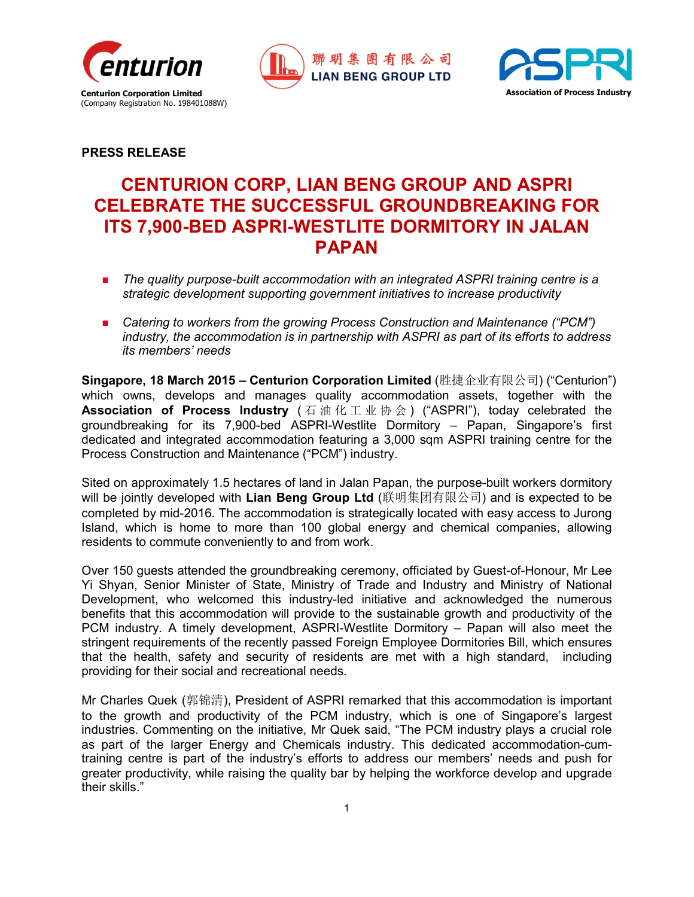**Centurion Corporation Limited**
(Company Registration No. 198401088W)

聯明集團有限公司
LIAN BENG GROUP LTD

**Association of Process Industry**

**PRESS RELEASE**

# CENTURION CORP, LIAN BENG GROUP AND ASPRI CELEBRATE THE SUCCESSFUL GROUNDBREAKING FOR ITS 7,900-BED ASPRI-WESTLITE DORMITORY IN JALAN PAPAN

- *The quality purpose-built accommodation with an integrated ASPRI training centre is a strategic development supporting government initiatives to increase productivity*
- *Catering to workers from the growing Process Construction and Maintenance ("PCM") industry, the accommodation is in partnership with ASPRI as part of its efforts to address its members' needs*

**Singapore, 18 March 2015 – Centurion Corporation Limited** (胜捷企业有限公司) ("Centurion") which owns, develops and manages quality accommodation assets, together with the **Association of Process Industry** (石油化工业协会) ("ASPRI"), today celebrated the groundbreaking for its 7,900-bed ASPRI-Westlite Dormitory – Papan, Singapore's first dedicated and integrated accommodation featuring a 3,000 sqm ASPRI training centre for the Process Construction and Maintenance ("PCM") industry.

Sited on approximately 1.5 hectares of land in Jalan Papan, the purpose-built workers dormitory will be jointly developed with **Lian Beng Group Ltd** (联明集团有限公司) and is expected to be completed by mid-2016. The accommodation is strategically located with easy access to Jurong Island, which is home to more than 100 global energy and chemical companies, allowing residents to commute conveniently to and from work.

Over 150 guests attended the groundbreaking ceremony, officiated by Guest-of-Honour, Mr Lee Yi Shyan, Senior Minister of State, Ministry of Trade and Industry and Ministry of National Development, who welcomed this industry-led initiative and acknowledged the numerous benefits that this accommodation will provide to the sustainable growth and productivity of the PCM industry. A timely development, ASPRI-Westlite Dormitory – Papan will also meet the stringent requirements of the recently passed Foreign Employee Dormitories Bill, which ensures that the health, safety and security of residents are met with a high standard, including providing for their social and recreational needs.

Mr Charles Quek (郭锦清), President of ASPRI remarked that this accommodation is important to the growth and productivity of the PCM industry, which is one of Singapore's largest industries. Commenting on the initiative, Mr Quek said, "The PCM industry plays a crucial role as part of the larger Energy and Chemicals industry. This dedicated accommodation-cum-training centre is part of the industry's efforts to address our members' needs and push for greater productivity, while raising the quality bar by helping the workforce develop and upgrade their skills."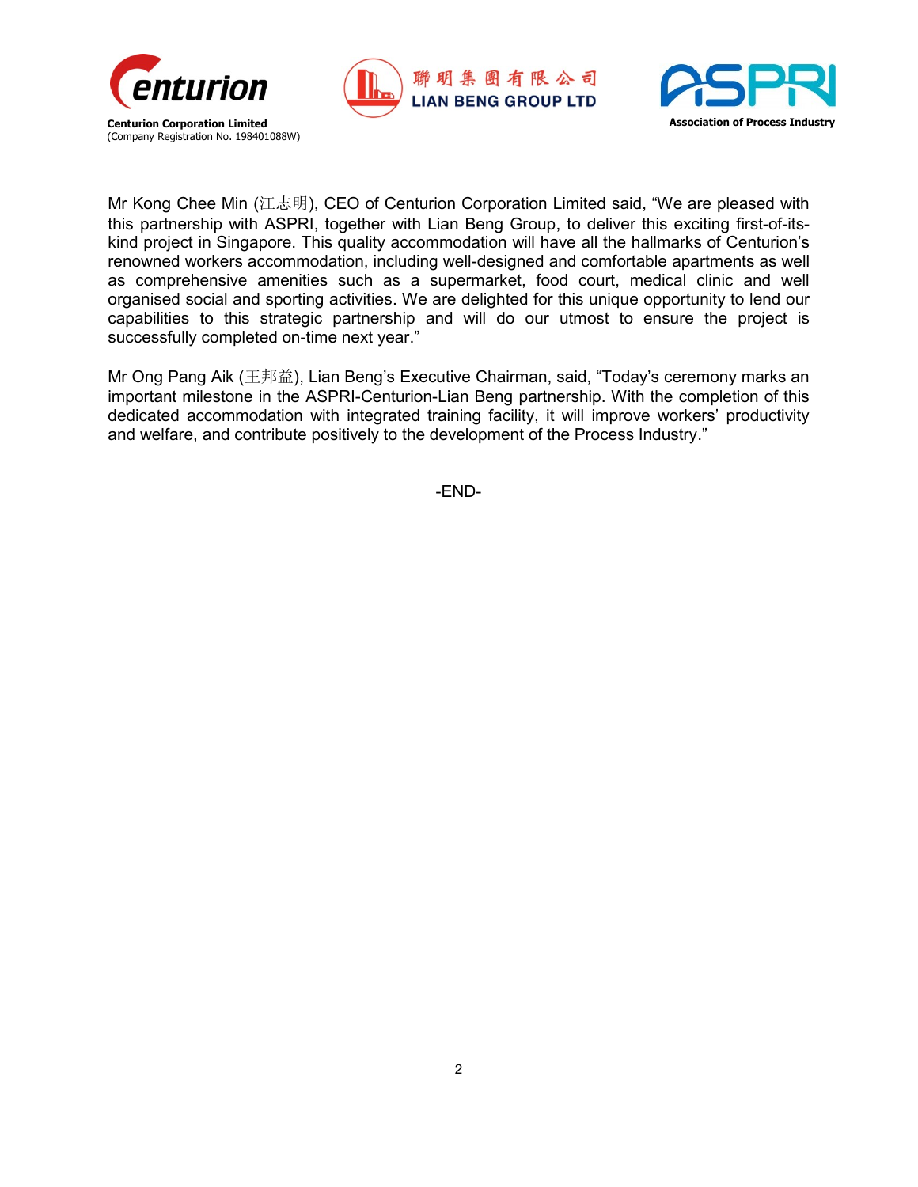Mr Kong Chee Min (江志明), CEO of Centurion Corporation Limited said, "We are pleased with this partnership with ASPRI, together with Lian Beng Group, to deliver this exciting first-of-its-kind project in Singapore. This quality accommodation will have all the hallmarks of Centurion's renowned workers accommodation, including well-designed and comfortable apartments as well as comprehensive amenities such as a supermarket, food court, medical clinic and well organised social and sporting activities. We are delighted for this unique opportunity to lend our capabilities to this strategic partnership and will do our utmost to ensure the project is successfully completed on-time next year."

Mr Ong Pang Aik (王邦益), Lian Beng's Executive Chairman, said, "Today's ceremony marks an important milestone in the ASPRI-Centurion-Lian Beng partnership. With the completion of this dedicated accommodation with integrated training facility, it will improve workers' productivity and welfare, and contribute positively to the development of the Process Industry."

-END-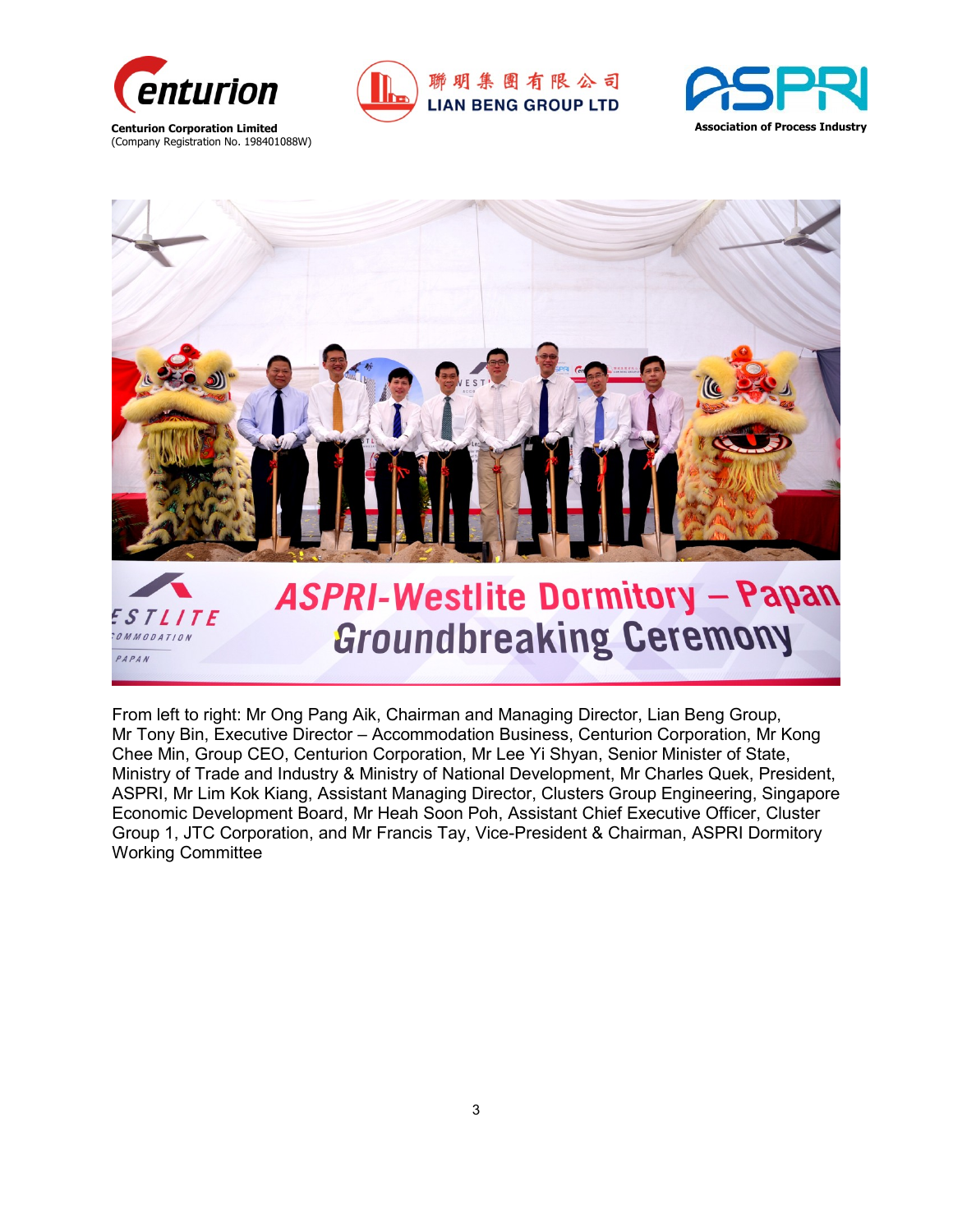From left to right: Mr Ong Pang Aik, Chairman and Managing Director, Lian Beng Group, Mr Tony Bin, Executive Director – Accommodation Business, Centurion Corporation, Mr Kong Chee Min, Group CEO, Centurion Corporation, Mr Lee Yi Shyan, Senior Minister of State, Ministry of Trade and Industry & Ministry of National Development, Mr Charles Quek, President, ASPRI, Mr Lim Kok Kiang, Assistant Managing Director, Clusters Group Engineering, Singapore Economic Development Board, Mr Heah Soon Poh, Assistant Chief Executive Officer, Cluster Group 1, JTC Corporation, and Mr Francis Tay, Vice-President & Chairman, ASPRI Dormitory Working Committee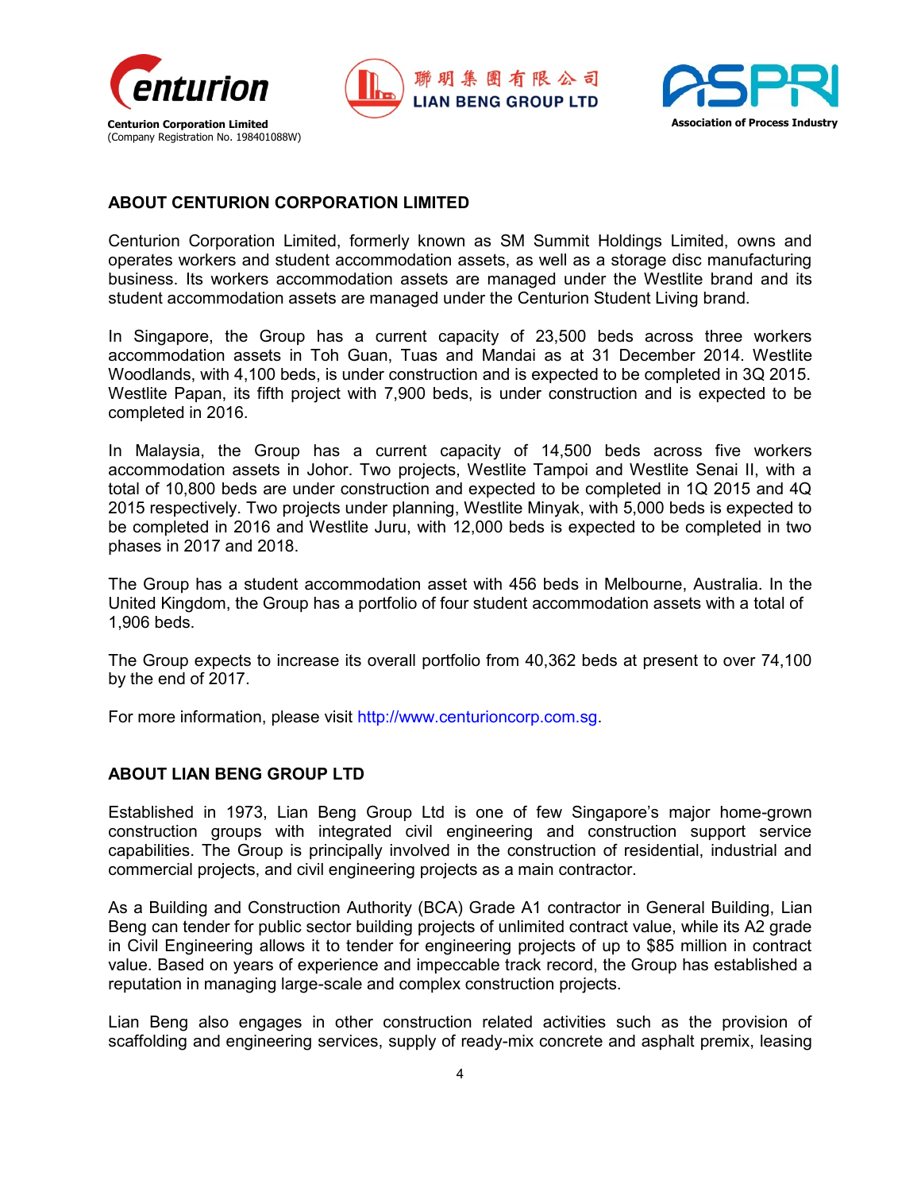Centurion Corporation Limited
(Company Registration No. 198401088W)

聯明集團有限公司
LIAN BENG GROUP LTD

Association of Process Industry

## ABOUT CENTURION CORPORATION LIMITED

Centurion Corporation Limited, formerly known as SM Summit Holdings Limited, owns and operates workers and student accommodation assets, as well as a storage disc manufacturing business. Its workers accommodation assets are managed under the Westlite brand and its student accommodation assets are managed under the Centurion Student Living brand.

In Singapore, the Group has a current capacity of 23,500 beds across three workers accommodation assets in Toh Guan, Tuas and Mandai as at 31 December 2014. Westlite Woodlands, with 4,100 beds, is under construction and is expected to be completed in 3Q 2015. Westlite Papan, its fifth project with 7,900 beds, is under construction and is expected to be completed in 2016.

In Malaysia, the Group has a current capacity of 14,500 beds across five workers accommodation assets in Johor. Two projects, Westlite Tampoi and Westlite Senai II, with a total of 10,800 beds are under construction and expected to be completed in 1Q 2015 and 4Q 2015 respectively. Two projects under planning, Westlite Minyak, with 5,000 beds is expected to be completed in 2016 and Westlite Juru, with 12,000 beds is expected to be completed in two phases in 2017 and 2018.

The Group has a student accommodation asset with 456 beds in Melbourne, Australia. In the United Kingdom, the Group has a portfolio of four student accommodation assets with a total of 1,906 beds.

The Group expects to increase its overall portfolio from 40,362 beds at present to over 74,100 by the end of 2017.

For more information, please visit http://www.centurioncorp.com.sg.

## ABOUT LIAN BENG GROUP LTD

Established in 1973, Lian Beng Group Ltd is one of few Singapore's major home-grown construction groups with integrated civil engineering and construction support service capabilities. The Group is principally involved in the construction of residential, industrial and commercial projects, and civil engineering projects as a main contractor.

As a Building and Construction Authority (BCA) Grade A1 contractor in General Building, Lian Beng can tender for public sector building projects of unlimited contract value, while its A2 grade in Civil Engineering allows it to tender for engineering projects of up to $85 million in contract value. Based on years of experience and impeccable track record, the Group has established a reputation in managing large-scale and complex construction projects.

Lian Beng also engages in other construction related activities such as the provision of scaffolding and engineering services, supply of ready-mix concrete and asphalt premix, leasing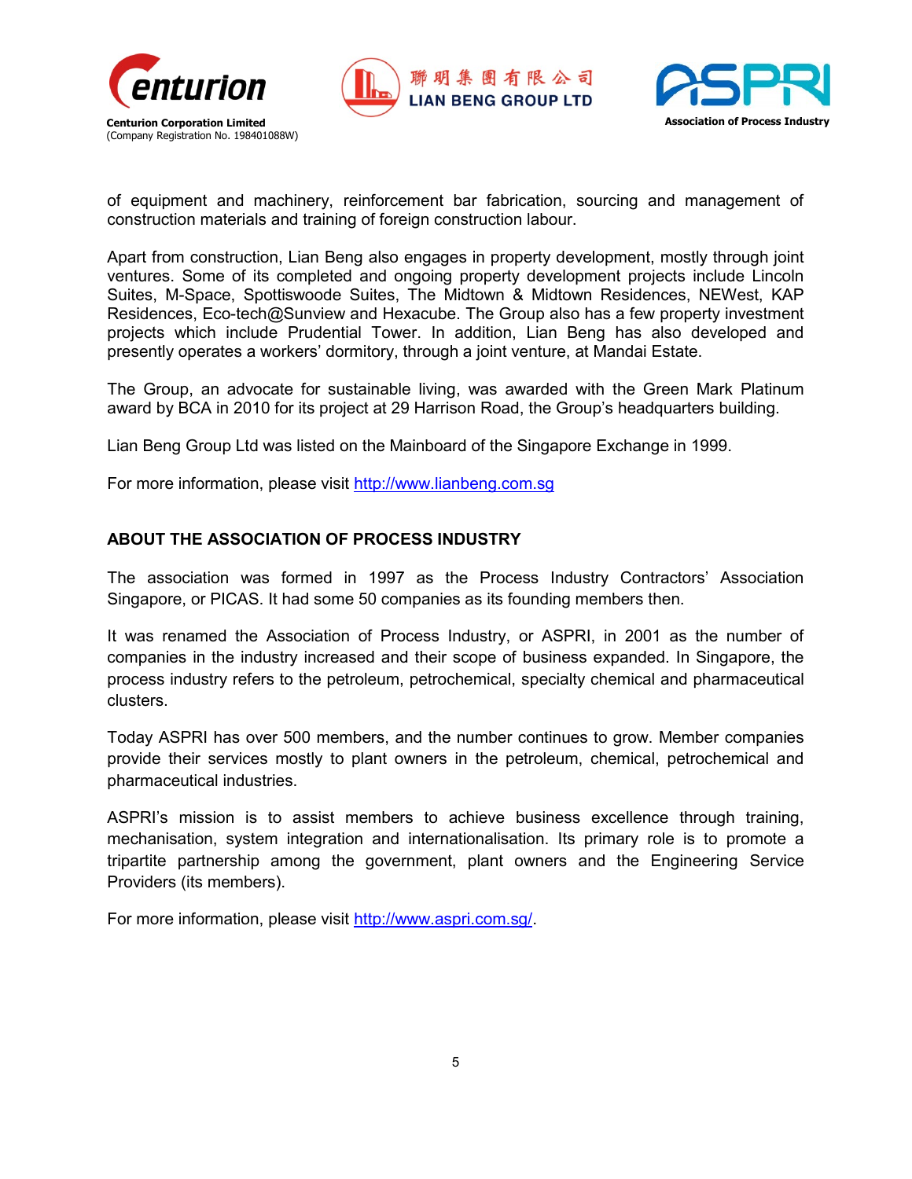of equipment and machinery, reinforcement bar fabrication, sourcing and management of construction materials and training of foreign construction labour.

Apart from construction, Lian Beng also engages in property development, mostly through joint ventures. Some of its completed and ongoing property development projects include Lincoln Suites, M-Space, Spottiswoode Suites, The Midtown & Midtown Residences, NEWest, KAP Residences, Eco-tech@Sunview and Hexacube. The Group also has a few property investment projects which include Prudential Tower. In addition, Lian Beng has also developed and presently operates a workers' dormitory, through a joint venture, at Mandai Estate.

The Group, an advocate for sustainable living, was awarded with the Green Mark Platinum award by BCA in 2010 for its project at 29 Harrison Road, the Group's headquarters building.

Lian Beng Group Ltd was listed on the Mainboard of the Singapore Exchange in 1999.

For more information, please visit [http://www.lianbeng.com.sg](http://www.lianbeng.com.sg)

## ABOUT THE ASSOCIATION OF PROCESS INDUSTRY

The association was formed in 1997 as the Process Industry Contractors' Association Singapore, or PICAS. It had some 50 companies as its founding members then.

It was renamed the Association of Process Industry, or ASPRI, in 2001 as the number of companies in the industry increased and their scope of business expanded. In Singapore, the process industry refers to the petroleum, petrochemical, specialty chemical and pharmaceutical clusters.

Today ASPRI has over 500 members, and the number continues to grow. Member companies provide their services mostly to plant owners in the petroleum, chemical, petrochemical and pharmaceutical industries.

ASPRI's mission is to assist members to achieve business excellence through training, mechanisation, system integration and internationalisation. Its primary role is to promote a tripartite partnership among the government, plant owners and the Engineering Service Providers (its members).

For more information, please visit [http://www.aspri.com.sg/](http://www.aspri.com.sg/).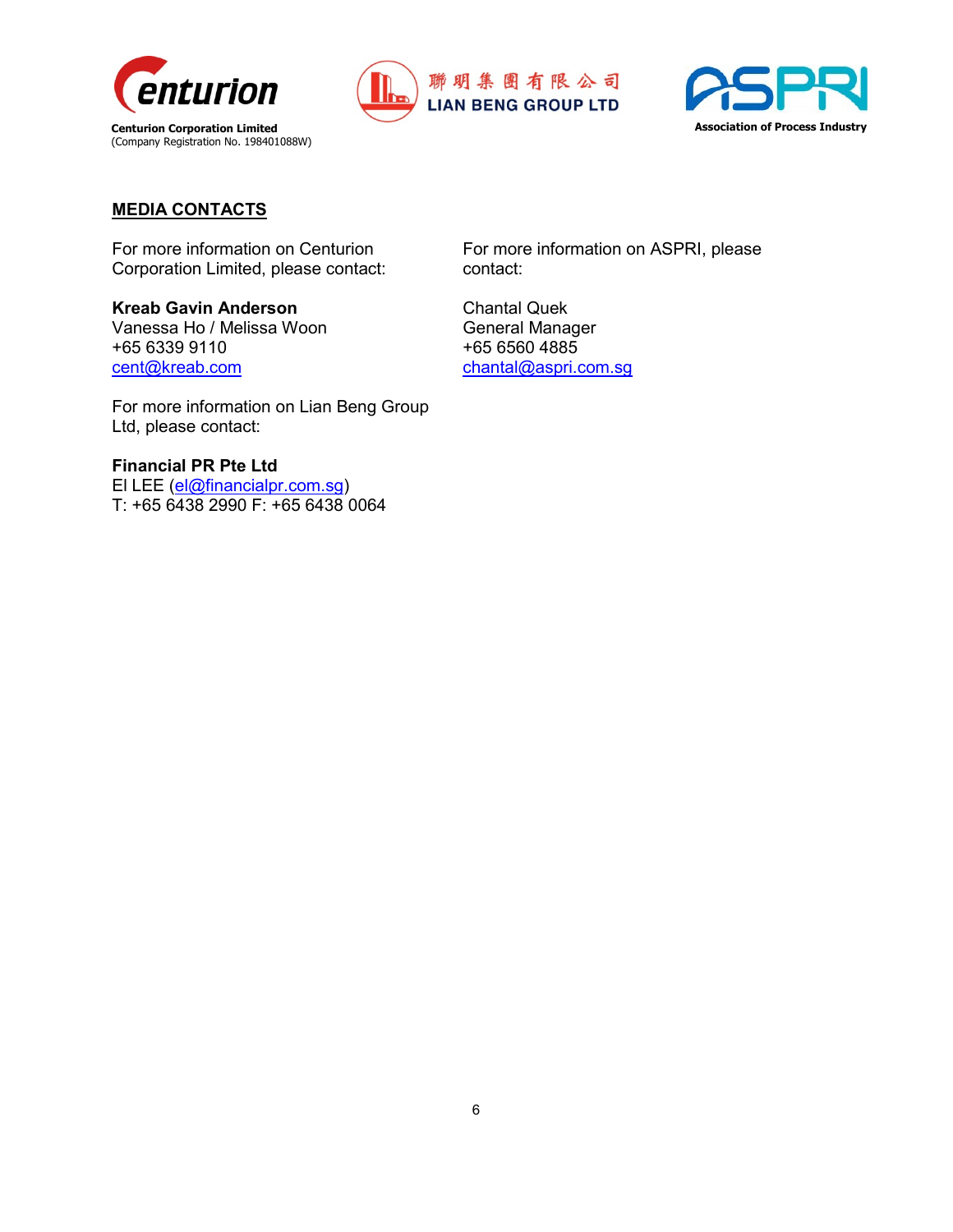Centurion Corporation Limited
(Company Registration No. 198401088W)

聯明集團有限公司
LIAN BENG GROUP LTD

Association of Process Industry

## MEDIA CONTACTS

For more information on Centurion Corporation Limited, please contact:

**Kreab Gavin Anderson**
Vanessa Ho / Melissa Woon
+65 6339 9110
cent@kreab.com

For more information on Lian Beng Group Ltd, please contact:

**Financial PR Pte Ltd**
El LEE (el@financialpr.com.sg)
T: +65 6438 2990 F: +65 6438 0064

For more information on ASPRI, please contact:

Chantal Quek
General Manager
+65 6560 4885
chantal@aspri.com.sg